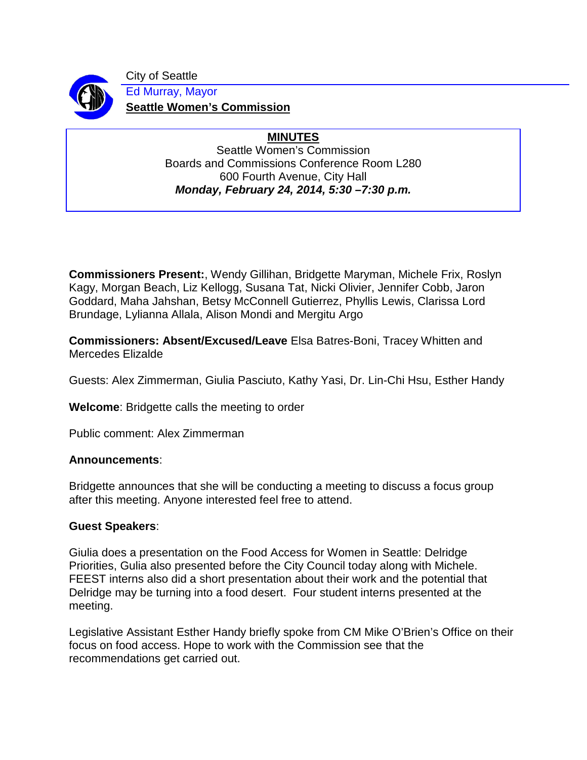City of Seattle

Ed Murray, Mayor

**Seattle Women's Commission**

**MINUTES**

Seattle Women's Commission
Boards and Commissions Conference Room L280
600 Fourth Avenue, City Hall
***Monday, February 24, 2014, 5:30 –7:30 p.m.***

**Commissioners Present:**, Wendy Gillihan, Bridgette Maryman, Michele Frix, Roslyn Kagy, Morgan Beach, Liz Kellogg, Susana Tat, Nicki Olivier, Jennifer Cobb, Jaron Goddard, Maha Jahshan, Betsy McConnell Gutierrez, Phyllis Lewis, Clarissa Lord Brundage, Lylianna Allala, Alison Mondi and Mergitu Argo

**Commissioners: Absent/Excused/Leave** Elsa Batres-Boni, Tracey Whitten and Mercedes Elizalde

Guests: Alex Zimmerman, Giulia Pasciuto, Kathy Yasi, Dr. Lin-Chi Hsu, Esther Handy

**Welcome**: Bridgette calls the meeting to order

Public comment: Alex Zimmerman

**Announcements**:

Bridgette announces that she will be conducting a meeting to discuss a focus group after this meeting. Anyone interested feel free to attend.

**Guest Speakers**:

Giulia does a presentation on the Food Access for Women in Seattle: Delridge Priorities, Gulia also presented before the City Council today along with Michele. FEEST interns also did a short presentation about their work and the potential that Delridge may be turning into a food desert. Four student interns presented at the meeting.

Legislative Assistant Esther Handy briefly spoke from CM Mike O'Brien's Office on their focus on food access. Hope to work with the Commission see that the recommendations get carried out.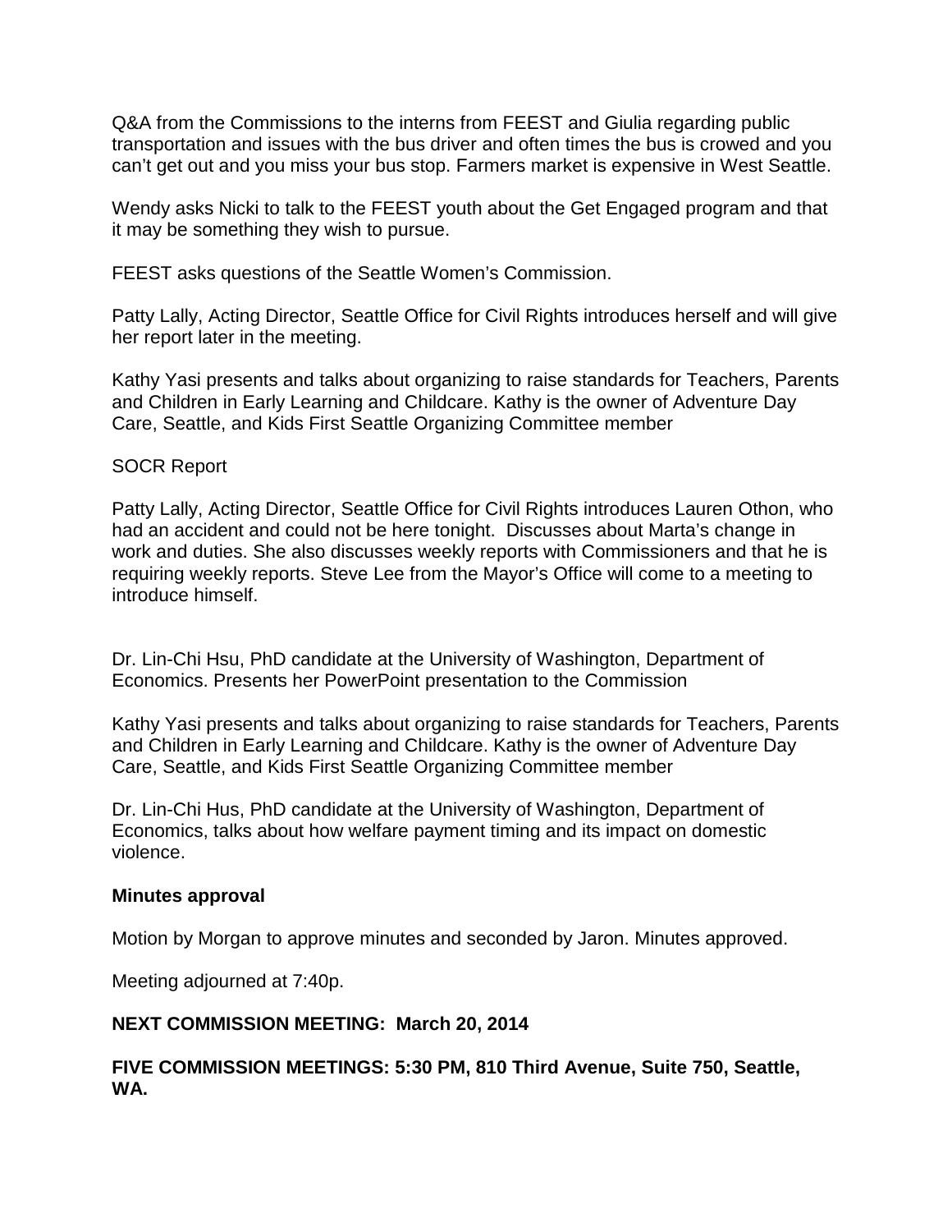Q&A from the Commissions to the interns from FEEST and Giulia regarding public transportation and issues with the bus driver and often times the bus is crowed and you can't get out and you miss your bus stop. Farmers market is expensive in West Seattle.

Wendy asks Nicki to talk to the FEEST youth about the Get Engaged program and that it may be something they wish to pursue.

FEEST asks questions of the Seattle Women's Commission.

Patty Lally, Acting Director, Seattle Office for Civil Rights introduces herself and will give her report later in the meeting.

Kathy Yasi presents and talks about organizing to raise standards for Teachers, Parents and Children in Early Learning and Childcare. Kathy is the owner of Adventure Day Care, Seattle, and Kids First Seattle Organizing Committee member

SOCR Report

Patty Lally, Acting Director, Seattle Office for Civil Rights introduces Lauren Othon, who had an accident and could not be here tonight. Discusses about Marta's change in work and duties. She also discusses weekly reports with Commissioners and that he is requiring weekly reports. Steve Lee from the Mayor's Office will come to a meeting to introduce himself.

Dr. Lin-Chi Hsu, PhD candidate at the University of Washington, Department of Economics. Presents her PowerPoint presentation to the Commission

Kathy Yasi presents and talks about organizing to raise standards for Teachers, Parents and Children in Early Learning and Childcare. Kathy is the owner of Adventure Day Care, Seattle, and Kids First Seattle Organizing Committee member

Dr. Lin-Chi Hus, PhD candidate at the University of Washington, Department of Economics, talks about how welfare payment timing and its impact on domestic violence.

**Minutes approval**

Motion by Morgan to approve minutes and seconded by Jaron. Minutes approved.

Meeting adjourned at 7:40p.

**NEXT COMMISSION MEETING: March 20, 2014**

**FIVE COMMISSION MEETINGS: 5:30 PM, 810 Third Avenue, Suite 750, Seattle, WA.**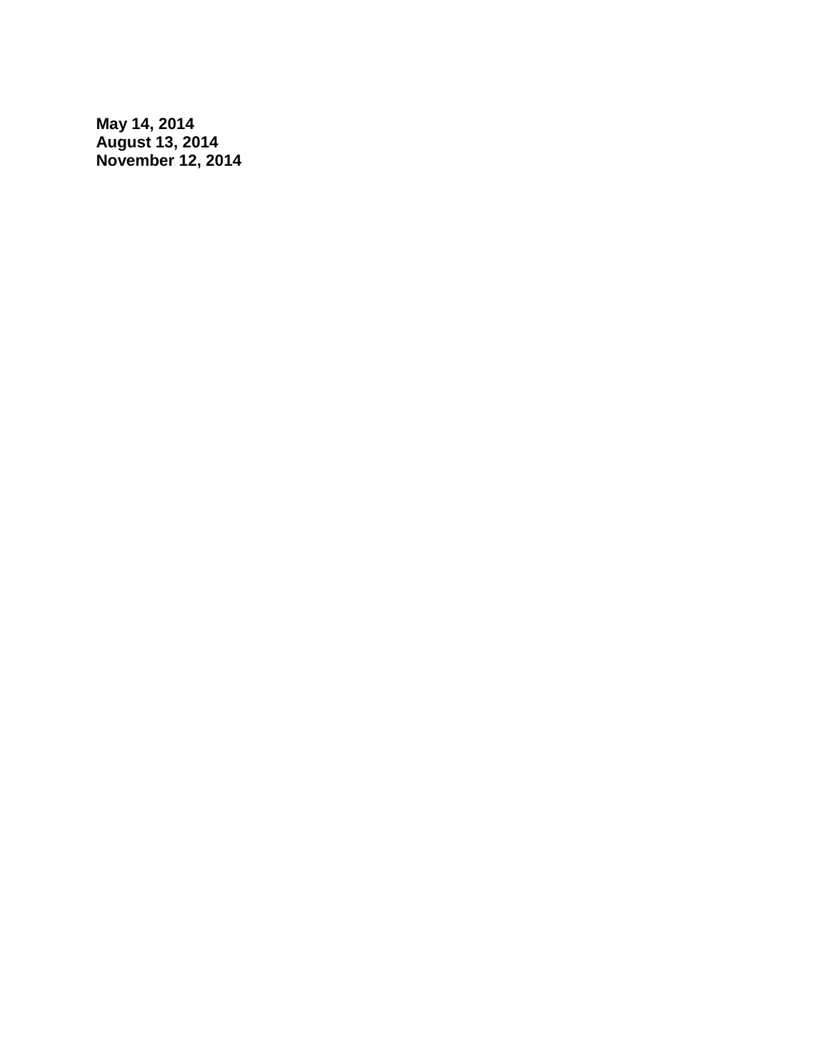**May 14, 2014**
**August 13, 2014**
**November 12, 2014**